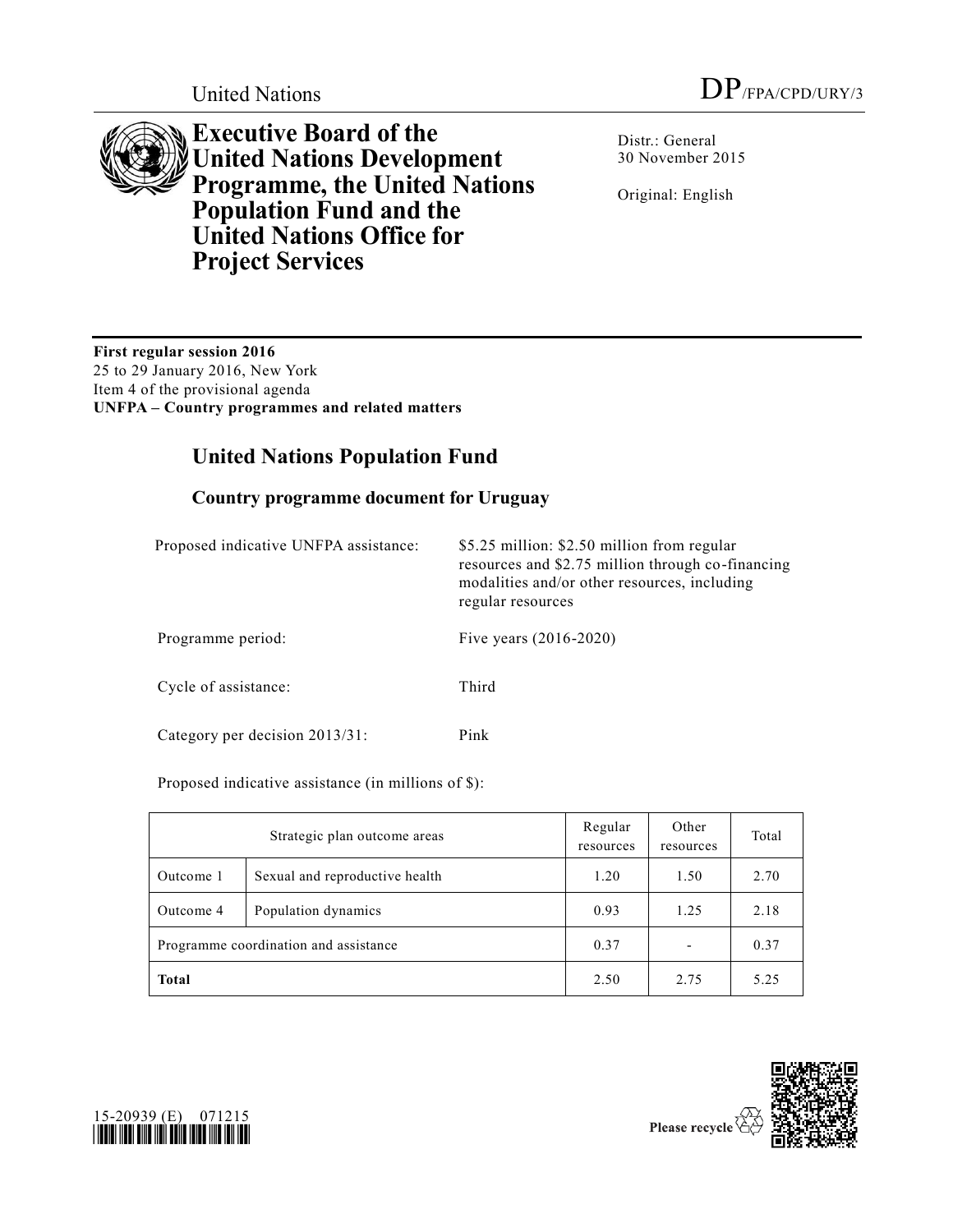United Nations

DP/FPA/CPD/URY/3

# Executive Board of the United Nations Development Programme, the United Nations Population Fund and the United Nations Office for Project Services

Distr.: General
30 November 2015

Original: English

**First regular session 2016**
25 to 29 January 2016, New York
Item 4 of the provisional agenda
**UNFPA – Country programmes and related matters**

## United Nations Population Fund

### Country programme document for Uruguay

| | |
|---|---|
| Proposed indicative UNFPA assistance: | $5.25 million: $2.50 million from regular resources and $2.75 million through co-financing modalities and/or other resources, including regular resources |
| Programme period: | Five years (2016-2020) |
| Cycle of assistance: | Third |
| Category per decision 2013/31: | Pink |

Proposed indicative assistance (in millions of $):

| Strategic plan outcome areas | | Regular resources | Other resources | Total |
|---|---|---|---|---|
| Outcome 1 | Sexual and reproductive health | 1.20 | 1.50 | 2.70 |
| Outcome 4 | Population dynamics | 0.93 | 1.25 | 2.18 |
| Programme coordination and assistance | | 0.37 | - | 0.37 |
| **Total** | | 2.50 | 2.75 | 5.25 |

15-20939 (E) 071215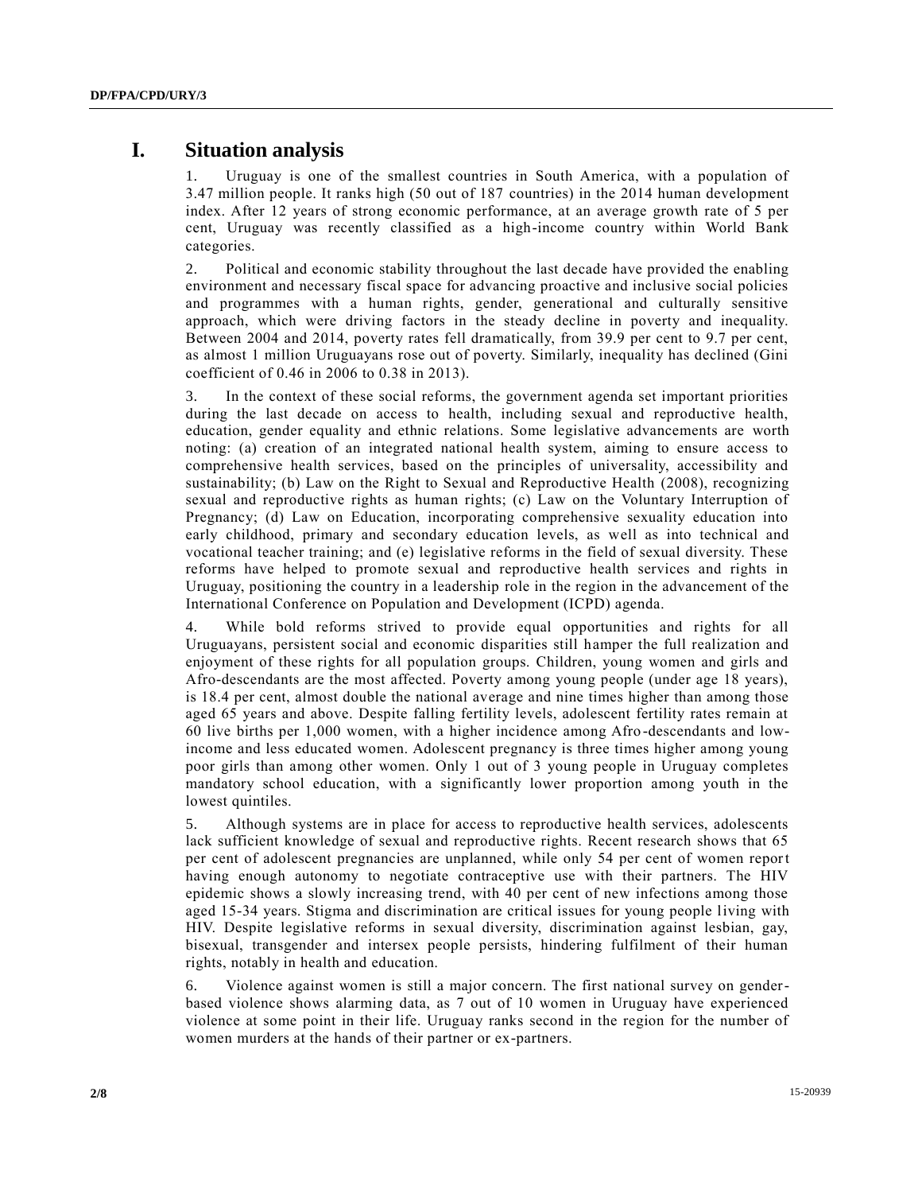# I. Situation analysis

1. Uruguay is one of the smallest countries in South America, with a population of 3.47 million people. It ranks high (50 out of 187 countries) in the 2014 human development index. After 12 years of strong economic performance, at an average growth rate of 5 per cent, Uruguay was recently classified as a high-income country within World Bank categories.

2. Political and economic stability throughout the last decade have provided the enabling environment and necessary fiscal space for advancing proactive and inclusive social policies and programmes with a human rights, gender, generational and culturally sensitive approach, which were driving factors in the steady decline in poverty and inequality. Between 2004 and 2014, poverty rates fell dramatically, from 39.9 per cent to 9.7 per cent, as almost 1 million Uruguayans rose out of poverty. Similarly, inequality has declined (Gini coefficient of 0.46 in 2006 to 0.38 in 2013).

3. In the context of these social reforms, the government agenda set important priorities during the last decade on access to health, including sexual and reproductive health, education, gender equality and ethnic relations. Some legislative advancements are worth noting: (a) creation of an integrated national health system, aiming to ensure access to comprehensive health services, based on the principles of universality, accessibility and sustainability; (b) Law on the Right to Sexual and Reproductive Health (2008), recognizing sexual and reproductive rights as human rights; (c) Law on the Voluntary Interruption of Pregnancy; (d) Law on Education, incorporating comprehensive sexuality education into early childhood, primary and secondary education levels, as well as into technical and vocational teacher training; and (e) legislative reforms in the field of sexual diversity. These reforms have helped to promote sexual and reproductive health services and rights in Uruguay, positioning the country in a leadership role in the region in the advancement of the International Conference on Population and Development (ICPD) agenda.

4. While bold reforms strived to provide equal opportunities and rights for all Uruguayans, persistent social and economic disparities still hamper the full realization and enjoyment of these rights for all population groups. Children, young women and girls and Afro-descendants are the most affected. Poverty among young people (under age 18 years), is 18.4 per cent, almost double the national average and nine times higher than among those aged 65 years and above. Despite falling fertility levels, adolescent fertility rates remain at 60 live births per 1,000 women, with a higher incidence among Afro-descendants and low-income and less educated women. Adolescent pregnancy is three times higher among young poor girls than among other women. Only 1 out of 3 young people in Uruguay completes mandatory school education, with a significantly lower proportion among youth in the lowest quintiles.

5. Although systems are in place for access to reproductive health services, adolescents lack sufficient knowledge of sexual and reproductive rights. Recent research shows that 65 per cent of adolescent pregnancies are unplanned, while only 54 per cent of women report having enough autonomy to negotiate contraceptive use with their partners. The HIV epidemic shows a slowly increasing trend, with 40 per cent of new infections among those aged 15-34 years. Stigma and discrimination are critical issues for young people living with HIV. Despite legislative reforms in sexual diversity, discrimination against lesbian, gay, bisexual, transgender and intersex people persists, hindering fulfilment of their human rights, notably in health and education.

6. Violence against women is still a major concern. The first national survey on gender-based violence shows alarming data, as 7 out of 10 women in Uruguay have experienced violence at some point in their life. Uruguay ranks second in the region for the number of women murders at the hands of their partner or ex-partners.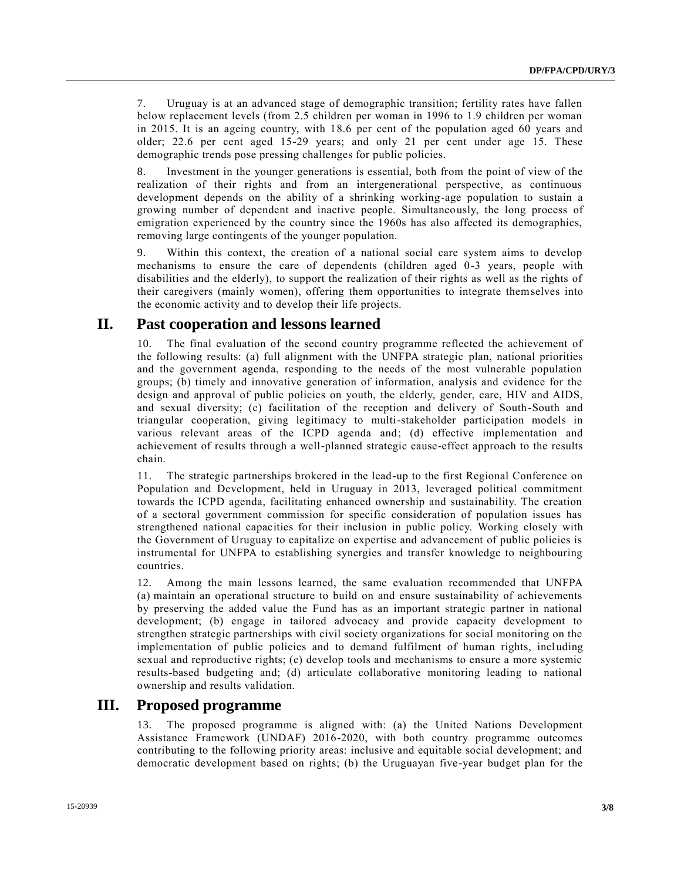7. Uruguay is at an advanced stage of demographic transition; fertility rates have fallen below replacement levels (from 2.5 children per woman in 1996 to 1.9 children per woman in 2015. It is an ageing country, with 18.6 per cent of the population aged 60 years and older; 22.6 per cent aged 15-29 years; and only 21 per cent under age 15. These demographic trends pose pressing challenges for public policies.

8. Investment in the younger generations is essential, both from the point of view of the realization of their rights and from an intergenerational perspective, as continuous development depends on the ability of a shrinking working-age population to sustain a growing number of dependent and inactive people. Simultaneously, the long process of emigration experienced by the country since the 1960s has also affected its demographics, removing large contingents of the younger population.

9. Within this context, the creation of a national social care system aims to develop mechanisms to ensure the care of dependents (children aged 0-3 years, people with disabilities and the elderly), to support the realization of their rights as well as the rights of their caregivers (mainly women), offering them opportunities to integrate themselves into the economic activity and to develop their life projects.

## II. Past cooperation and lessons learned

10. The final evaluation of the second country programme reflected the achievement of the following results: (a) full alignment with the UNFPA strategic plan, national priorities and the government agenda, responding to the needs of the most vulnerable population groups; (b) timely and innovative generation of information, analysis and evidence for the design and approval of public policies on youth, the elderly, gender, care, HIV and AIDS, and sexual diversity; (c) facilitation of the reception and delivery of South-South and triangular cooperation, giving legitimacy to multi-stakeholder participation models in various relevant areas of the ICPD agenda and; (d) effective implementation and achievement of results through a well-planned strategic cause-effect approach to the results chain.

11. The strategic partnerships brokered in the lead-up to the first Regional Conference on Population and Development, held in Uruguay in 2013, leveraged political commitment towards the ICPD agenda, facilitating enhanced ownership and sustainability. The creation of a sectoral government commission for specific consideration of population issues has strengthened national capacities for their inclusion in public policy. Working closely with the Government of Uruguay to capitalize on expertise and advancement of public policies is instrumental for UNFPA to establishing synergies and transfer knowledge to neighbouring countries.

12. Among the main lessons learned, the same evaluation recommended that UNFPA (a) maintain an operational structure to build on and ensure sustainability of achievements by preserving the added value the Fund has as an important strategic partner in national development; (b) engage in tailored advocacy and provide capacity development to strengthen strategic partnerships with civil society organizations for social monitoring on the implementation of public policies and to demand fulfilment of human rights, including sexual and reproductive rights; (c) develop tools and mechanisms to ensure a more systemic results-based budgeting and; (d) articulate collaborative monitoring leading to national ownership and results validation.

## III. Proposed programme

13. The proposed programme is aligned with: (a) the United Nations Development Assistance Framework (UNDAF) 2016-2020, with both country programme outcomes contributing to the following priority areas: inclusive and equitable social development; and democratic development based on rights; (b) the Uruguayan five-year budget plan for the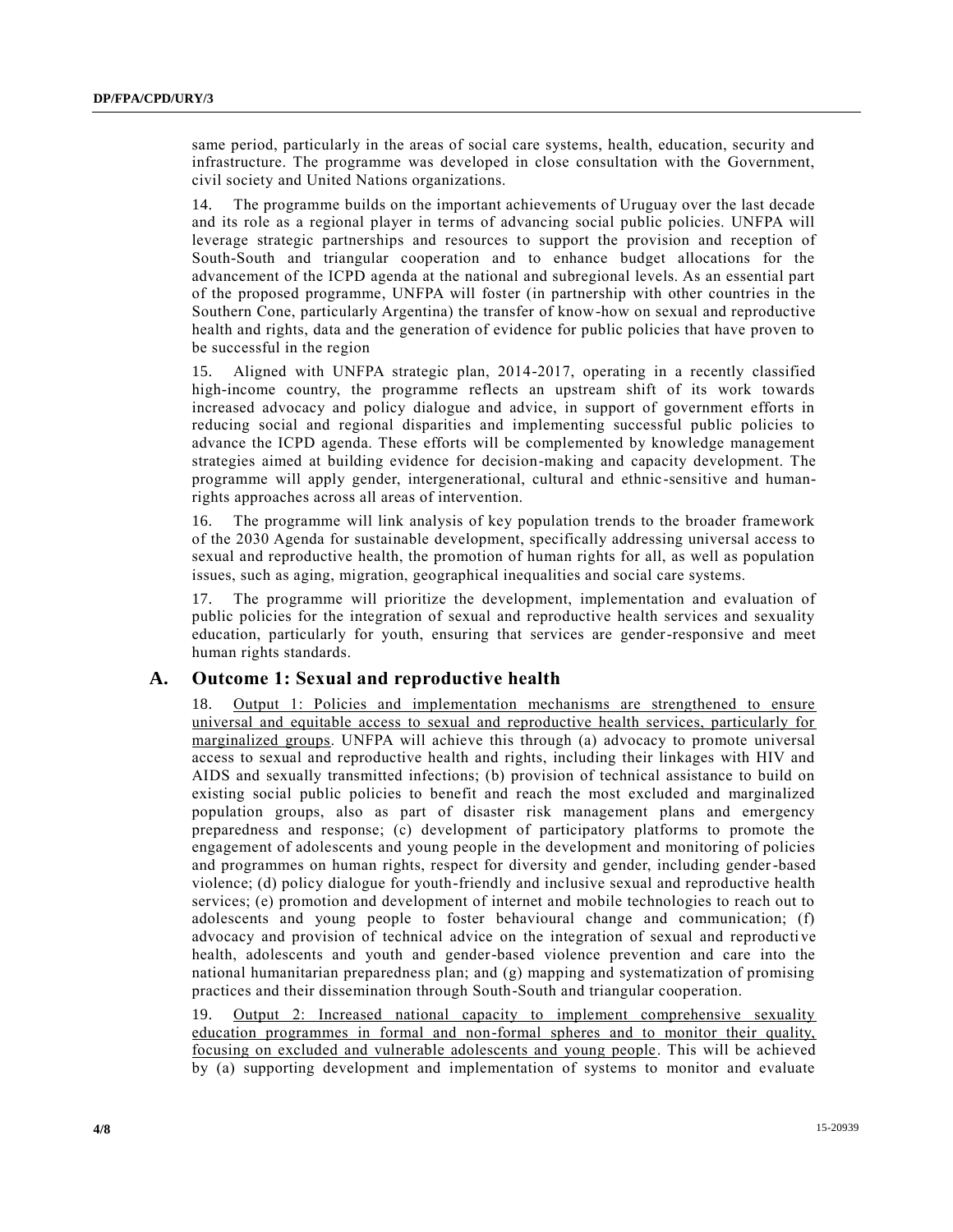same period, particularly in the areas of social care systems, health, education, security and infrastructure. The programme was developed in close consultation with the Government, civil society and United Nations organizations.

14. The programme builds on the important achievements of Uruguay over the last decade and its role as a regional player in terms of advancing social public policies. UNFPA will leverage strategic partnerships and resources to support the provision and reception of South-South and triangular cooperation and to enhance budget allocations for the advancement of the ICPD agenda at the national and subregional levels. As an essential part of the proposed programme, UNFPA will foster (in partnership with other countries in the Southern Cone, particularly Argentina) the transfer of know-how on sexual and reproductive health and rights, data and the generation of evidence for public policies that have proven to be successful in the region

15. Aligned with UNFPA strategic plan, 2014-2017, operating in a recently classified high-income country, the programme reflects an upstream shift of its work towards increased advocacy and policy dialogue and advice, in support of government efforts in reducing social and regional disparities and implementing successful public policies to advance the ICPD agenda. These efforts will be complemented by knowledge management strategies aimed at building evidence for decision-making and capacity development. The programme will apply gender, intergenerational, cultural and ethnic-sensitive and human-rights approaches across all areas of intervention.

16. The programme will link analysis of key population trends to the broader framework of the 2030 Agenda for sustainable development, specifically addressing universal access to sexual and reproductive health, the promotion of human rights for all, as well as population issues, such as aging, migration, geographical inequalities and social care systems.

17. The programme will prioritize the development, implementation and evaluation of public policies for the integration of sexual and reproductive health services and sexuality education, particularly for youth, ensuring that services are gender-responsive and meet human rights standards.

## A. Outcome 1: Sexual and reproductive health

18. Output 1: Policies and implementation mechanisms are strengthened to ensure universal and equitable access to sexual and reproductive health services, particularly for marginalized groups. UNFPA will achieve this through (a) advocacy to promote universal access to sexual and reproductive health and rights, including their linkages with HIV and AIDS and sexually transmitted infections; (b) provision of technical assistance to build on existing social public policies to benefit and reach the most excluded and marginalized population groups, also as part of disaster risk management plans and emergency preparedness and response; (c) development of participatory platforms to promote the engagement of adolescents and young people in the development and monitoring of policies and programmes on human rights, respect for diversity and gender, including gender-based violence; (d) policy dialogue for youth-friendly and inclusive sexual and reproductive health services; (e) promotion and development of internet and mobile technologies to reach out to adolescents and young people to foster behavioural change and communication; (f) advocacy and provision of technical advice on the integration of sexual and reproductive health, adolescents and youth and gender-based violence prevention and care into the national humanitarian preparedness plan; and (g) mapping and systematization of promising practices and their dissemination through South-South and triangular cooperation.

19. Output 2: Increased national capacity to implement comprehensive sexuality education programmes in formal and non-formal spheres and to monitor their quality, focusing on excluded and vulnerable adolescents and young people. This will be achieved by (a) supporting development and implementation of systems to monitor and evaluate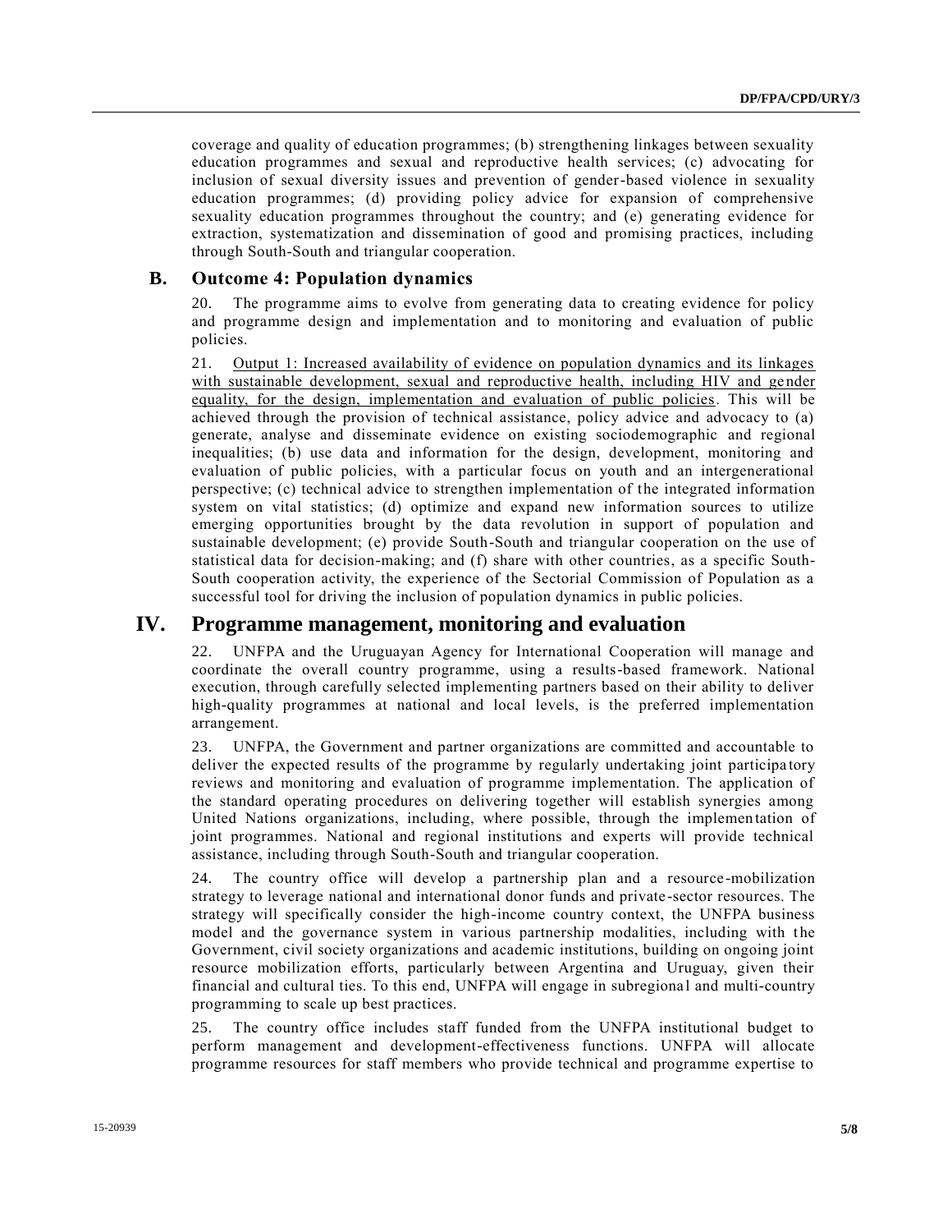coverage and quality of education programmes; (b) strengthening linkages between sexuality education programmes and sexual and reproductive health services; (c) advocating for inclusion of sexual diversity issues and prevention of gender-based violence in sexuality education programmes; (d) providing policy advice for expansion of comprehensive sexuality education programmes throughout the country; and (e) generating evidence for extraction, systematization and dissemination of good and promising practices, including through South-South and triangular cooperation.

### B. Outcome 4: Population dynamics

20. The programme aims to evolve from generating data to creating evidence for policy and programme design and implementation and to monitoring and evaluation of public policies.

21. Output 1: Increased availability of evidence on population dynamics and its linkages with sustainable development, sexual and reproductive health, including HIV and gender equality, for the design, implementation and evaluation of public policies. This will be achieved through the provision of technical assistance, policy advice and advocacy to (a) generate, analyse and disseminate evidence on existing sociodemographic and regional inequalities; (b) use data and information for the design, development, monitoring and evaluation of public policies, with a particular focus on youth and an intergenerational perspective; (c) technical advice to strengthen implementation of the integrated information system on vital statistics; (d) optimize and expand new information sources to utilize emerging opportunities brought by the data revolution in support of population and sustainable development; (e) provide South-South and triangular cooperation on the use of statistical data for decision-making; and (f) share with other countries, as a specific South-South cooperation activity, the experience of the Sectorial Commission of Population as a successful tool for driving the inclusion of population dynamics in public policies.

## IV. Programme management, monitoring and evaluation

22. UNFPA and the Uruguayan Agency for International Cooperation will manage and coordinate the overall country programme, using a results-based framework. National execution, through carefully selected implementing partners based on their ability to deliver high-quality programmes at national and local levels, is the preferred implementation arrangement.

23. UNFPA, the Government and partner organizations are committed and accountable to deliver the expected results of the programme by regularly undertaking joint participatory reviews and monitoring and evaluation of programme implementation. The application of the standard operating procedures on delivering together will establish synergies among United Nations organizations, including, where possible, through the implementation of joint programmes. National and regional institutions and experts will provide technical assistance, including through South-South and triangular cooperation.

24. The country office will develop a partnership plan and a resource-mobilization strategy to leverage national and international donor funds and private-sector resources. The strategy will specifically consider the high-income country context, the UNFPA business model and the governance system in various partnership modalities, including with the Government, civil society organizations and academic institutions, building on ongoing joint resource mobilization efforts, particularly between Argentina and Uruguay, given their financial and cultural ties. To this end, UNFPA will engage in subregional and multi-country programming to scale up best practices.

25. The country office includes staff funded from the UNFPA institutional budget to perform management and development-effectiveness functions. UNFPA will allocate programme resources for staff members who provide technical and programme expertise to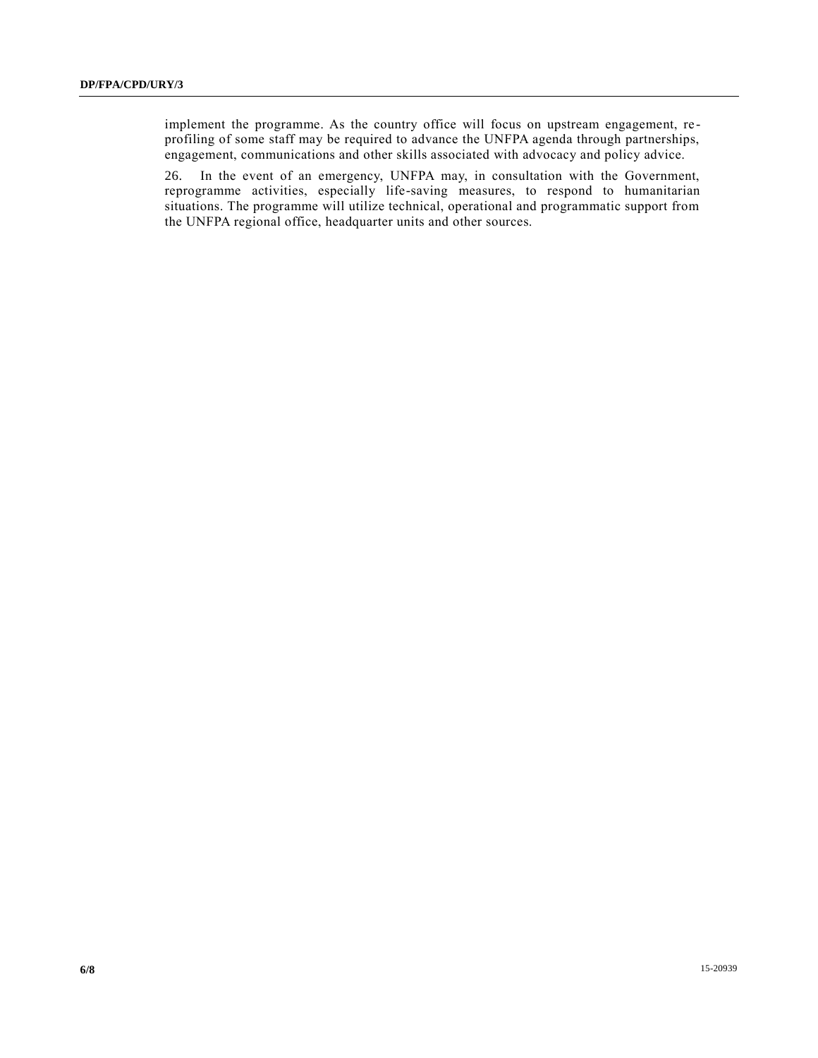implement the programme. As the country office will focus on upstream engagement, re-profiling of some staff may be required to advance the UNFPA agenda through partnerships, engagement, communications and other skills associated with advocacy and policy advice.

26. In the event of an emergency, UNFPA may, in consultation with the Government, reprogramme activities, especially life-saving measures, to respond to humanitarian situations. The programme will utilize technical, operational and programmatic support from the UNFPA regional office, headquarter units and other sources.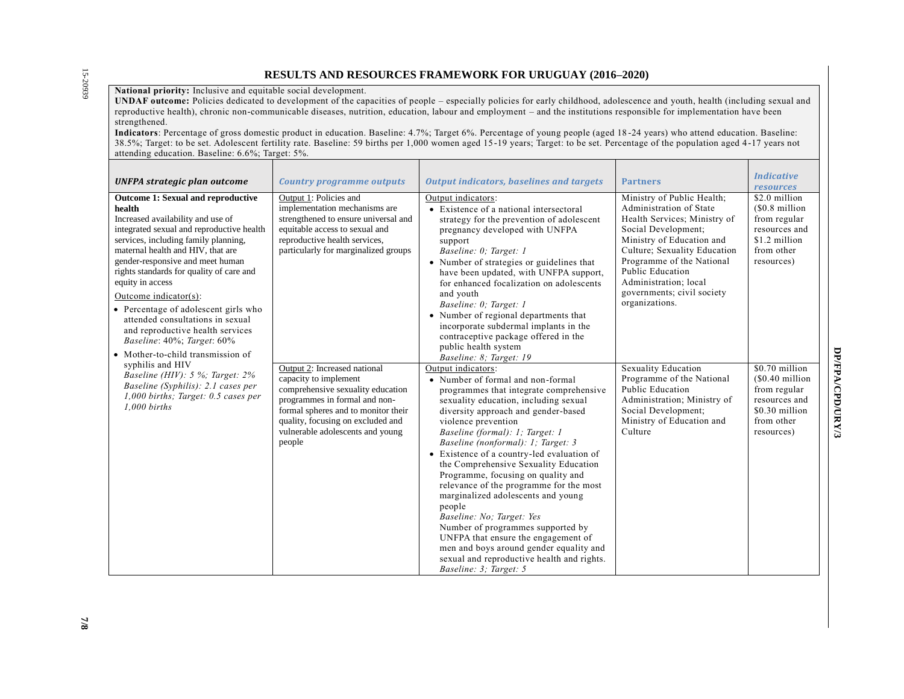# RESULTS AND RESOURCES FRAMEWORK FOR URUGUAY (2016–2020)

**National priority:** Inclusive and equitable social development.

**UNDAF outcome:** Policies dedicated to development of the capacities of people – especially policies for early childhood, adolescence and youth, health (including sexual and reproductive health), chronic non-communicable diseases, nutrition, education, labour and employment – and the institutions responsible for implementation have been strengthened.

**Indicators**: Percentage of gross domestic product in education. Baseline: 4.7%; Target 6%. Percentage of young people (aged 18-24 years) who attend education. Baseline: 38.5%; Target: to be set. Adolescent fertility rate. Baseline: 59 births per 1,000 women aged 15-19 years; Target: to be set. Percentage of the population aged 4-17 years not attending education. Baseline: 6.6%; Target: 5%.

| *UNFPA strategic plan outcome* | *Country programme outputs* | *Output indicators, baselines and targets* | Partners | *Indicative resources* |
|---|---|---|---|---|
| **Outcome 1: Sexual and reproductive health**<br>Increased availability and use of integrated sexual and reproductive health services, including family planning, maternal health and HIV, that are gender-responsive and meet human rights standards for quality of care and equity in access<br>Outcome indicator(s):<br>• Percentage of adolescent girls who attended consultations in sexual and reproductive health services<br>*Baseline*: 40%; *Target*: 60%<br>• Mother-to-child transmission of syphilis and HIV<br>*Baseline (HIV): 5 %; Target: 2%*<br>*Baseline (Syphilis): 2.1 cases per 1,000 births; Target: 0.5 cases per 1,000 births* | Output 1: Policies and implementation mechanisms are strengthened to ensure universal and equitable access to sexual and reproductive health services, particularly for marginalized groups | Output indicators:<br>• Existence of a national intersectoral strategy for the prevention of adolescent pregnancy developed with UNFPA support<br>*Baseline: 0; Target: 1*<br>• Number of strategies or guidelines that have been updated, with UNFPA support, for enhanced focalization on adolescents and youth<br>*Baseline: 0; Target: 1*<br>• Number of regional departments that incorporate subdermal implants in the contraceptive package offered in the public health system<br>*Baseline: 8; Target: 19* | Ministry of Public Health; Administration of State Health Services; Ministry of Social Development; Ministry of Education and Culture; Sexuality Education Programme of the National Public Education Administration; local governments; civil society organizations. | $2.0 million ($0.8 million from regular resources and $1.2 million from other resources) |
| | Output 2: Increased national capacity to implement comprehensive sexuality education programmes in formal and non-formal spheres and to monitor their quality, focusing on excluded and vulnerable adolescents and young people | Output indicators:<br>• Number of formal and non-formal programmes that integrate comprehensive sexuality education, including sexual diversity approach and gender-based violence prevention<br>*Baseline (formal): 1; Target: 1*<br>*Baseline (nonformal): 1; Target: 3*<br>• Existence of a country-led evaluation of the Comprehensive Sexuality Education Programme, focusing on quality and relevance of the programme for the most marginalized adolescents and young people<br>*Baseline: No; Target: Yes*<br>Number of programmes supported by UNFPA that ensure the engagement of men and boys around gender equality and sexual and reproductive health and rights.<br>*Baseline: 3; Target: 5* | Sexuality Education Programme of the National Public Education Administration; Ministry of Social Development; Ministry of Education and Culture | $0.70 million ($0.40 million from regular resources and $0.30 million from other resources) |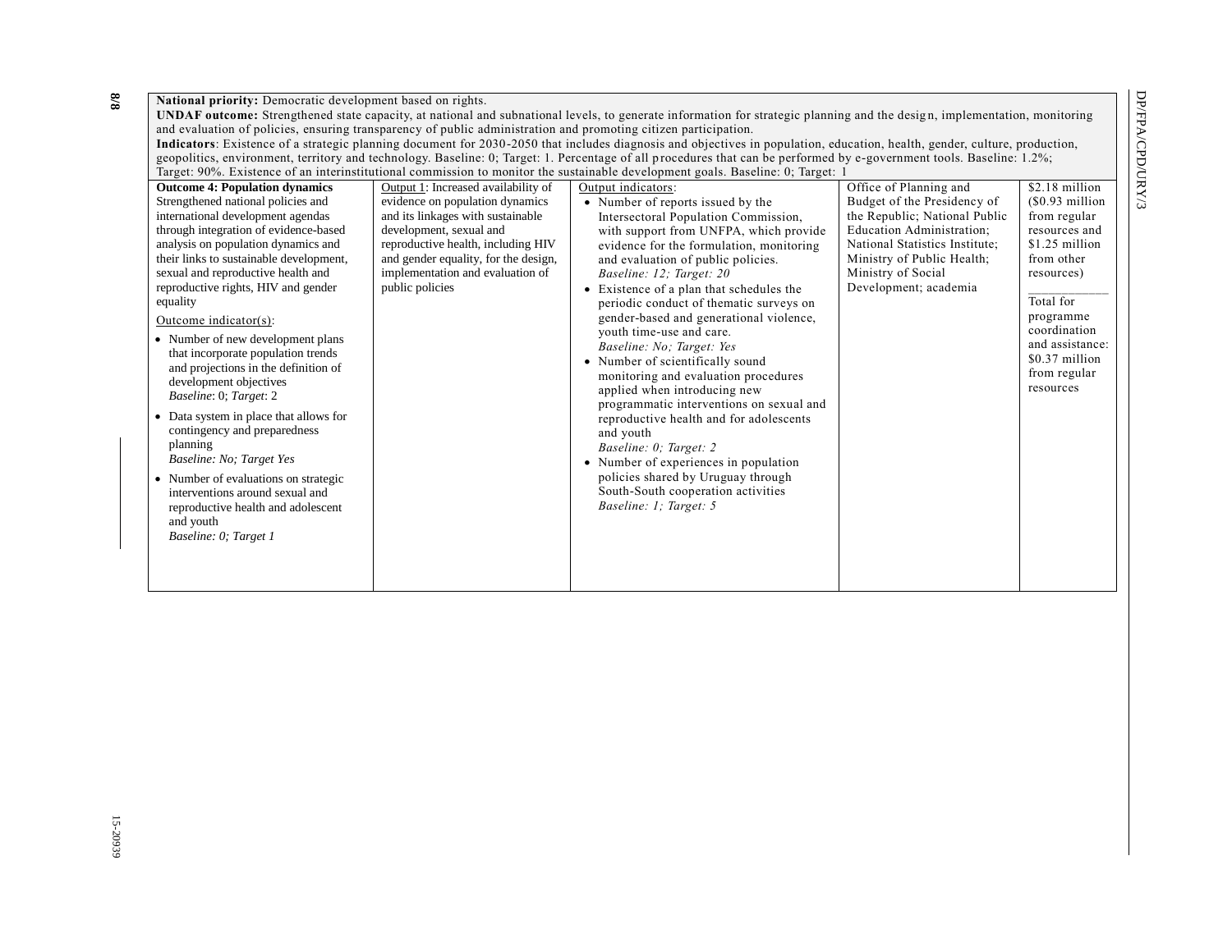**National priority:** Democratic development based on rights.
**UNDAF outcome:** Strengthened state capacity, at national and subnational levels, to generate information for strategic planning and the design, implementation, monitoring and evaluation of policies, ensuring transparency of public administration and promoting citizen participation.
**Indicators**: Existence of a strategic planning document for 2030-2050 that includes diagnosis and objectives in population, education, health, gender, culture, production, geopolitics, environment, territory and technology. Baseline: 0; Target: 1. Percentage of all procedures that can be performed by e-government tools. Baseline: 1.2%; Target: 90%. Existence of an interinstitutional commission to monitor the sustainable development goals. Baseline: 0; Target: 1

| | | | | |
|---|---|---|---|---|
| **Outcome 4: Population dynamics**<br>Strengthened national policies and international development agendas through integration of evidence-based analysis on population dynamics and their links to sustainable development, sexual and reproductive health and reproductive rights, HIV and gender equality<br>Outcome indicator(s):<br>• Number of new development plans that incorporate population trends and projections in the definition of development objectives<br>*Baseline*: 0; *Target*: 2<br>• Data system in place that allows for contingency and preparedness planning<br>*Baseline: No; Target Yes*<br>• Number of evaluations on strategic interventions around sexual and reproductive health and adolescent and youth<br>*Baseline: 0; Target 1* | Output 1: Increased availability of evidence on population dynamics and its linkages with sustainable development, sexual and reproductive health, including HIV and gender equality, for the design, implementation and evaluation of public policies | Output indicators:<br>• Number of reports issued by the Intersectoral Population Commission, with support from UNFPA, which provide evidence for the formulation, monitoring and evaluation of public policies.<br>*Baseline: 12; Target: 20*<br>• Existence of a plan that schedules the periodic conduct of thematic surveys on gender-based and generational violence, youth time-use and care.<br>*Baseline: No; Target: Yes*<br>• Number of scientifically sound monitoring and evaluation procedures applied when introducing new programmatic interventions on sexual and reproductive health and for adolescents and youth<br>*Baseline: 0; Target: 2*<br>• Number of experiences in population policies shared by Uruguay through South-South cooperation activities<br>*Baseline: 1; Target: 5* | Office of Planning and Budget of the Presidency of the Republic; National Public Education Administration; National Statistics Institute; Ministry of Public Health; Ministry of Social Development; academia | $2.18 million ($0.93 million from regular resources and $1.25 million from other resources)<br>\_\_\_\_\_\_\_\_\_\_<br>Total for programme coordination and assistance: $0.37 million from regular resources |